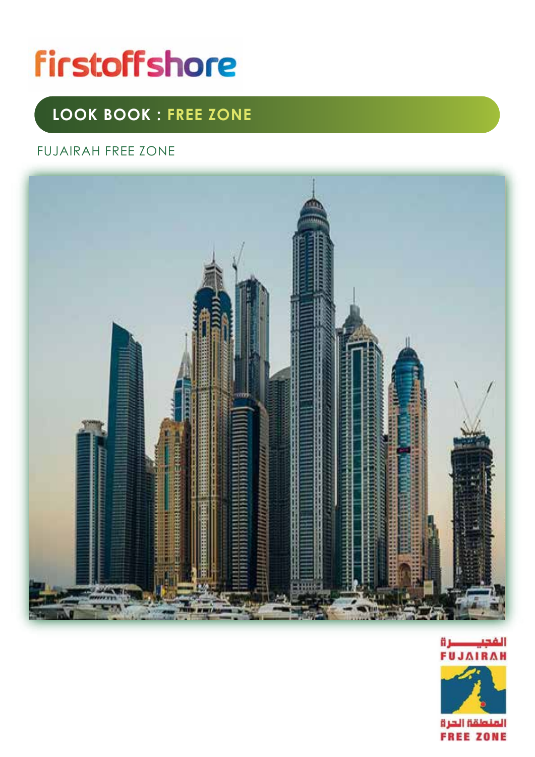firstoffshore

# LOOK BOOK : FREE ZONE

FUJAIRAH FREE ZONE

الفجيرة
FUJAIRAH

المنطقة الحرة
FREE ZONE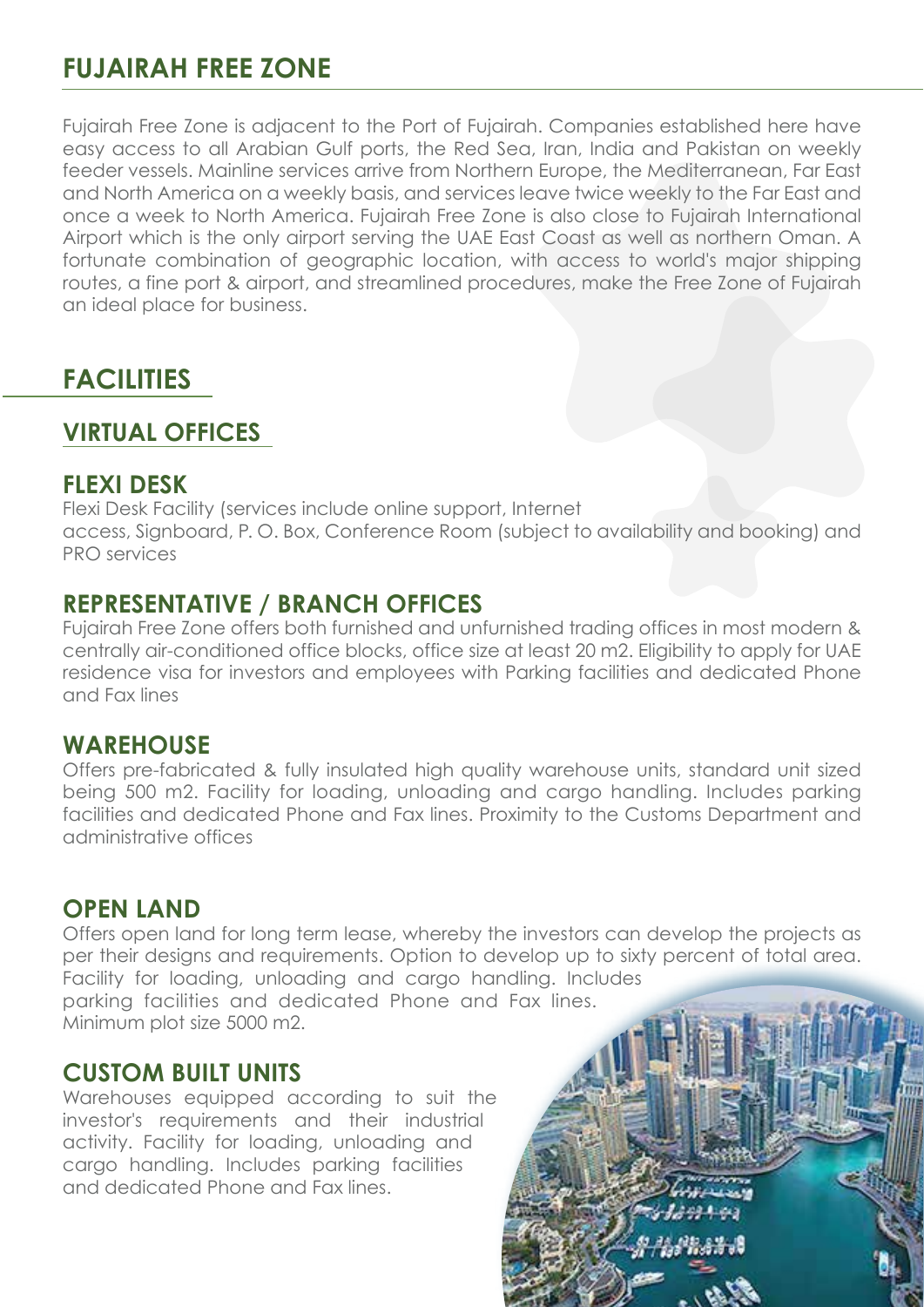# FUJAIRAH FREE ZONE

Fujairah Free Zone is adjacent to the Port of Fujairah. Companies established here have easy access to all Arabian Gulf ports, the Red Sea, Iran, India and Pakistan on weekly feeder vessels. Mainline services arrive from Northern Europe, the Mediterranean, Far East and North America on a weekly basis, and services leave twice weekly to the Far East and once a week to North America. Fujairah Free Zone is also close to Fujairah International Airport which is the only airport serving the UAE East Coast as well as northern Oman. A fortunate combination of geographic location, with access to world's major shipping routes, a fine port & airport, and streamlined procedures, make the Free Zone of Fujairah an ideal place for business.

## FACILITIES

### VIRTUAL OFFICES

### FLEXI DESK

Flexi Desk Facility (services include online support, Internet access, Signboard, P. O. Box, Conference Room (subject to availability and booking) and PRO services

### REPRESENTATIVE / BRANCH OFFICES

Fujairah Free Zone offers both furnished and unfurnished trading offices in most modern & centrally air-conditioned office blocks, office size at least 20 m2. Eligibility to apply for UAE residence visa for investors and employees with Parking facilities and dedicated Phone and Fax lines

### WAREHOUSE

Offers pre-fabricated & fully insulated high quality warehouse units, standard unit sized being 500 m2. Facility for loading, unloading and cargo handling. Includes parking facilities and dedicated Phone and Fax lines. Proximity to the Customs Department and administrative offices

### OPEN LAND

Offers open land for long term lease, whereby the investors can develop the projects as per their designs and requirements. Option to develop up to sixty percent of total area. Facility for loading, unloading and cargo handling. Includes parking facilities and dedicated Phone and Fax lines.
Minimum plot size 5000 m2.

### CUSTOM BUILT UNITS

Warehouses equipped according to suit the investor's requirements and their industrial activity. Facility for loading, unloading and cargo handling. Includes parking facilities and dedicated Phone and Fax lines.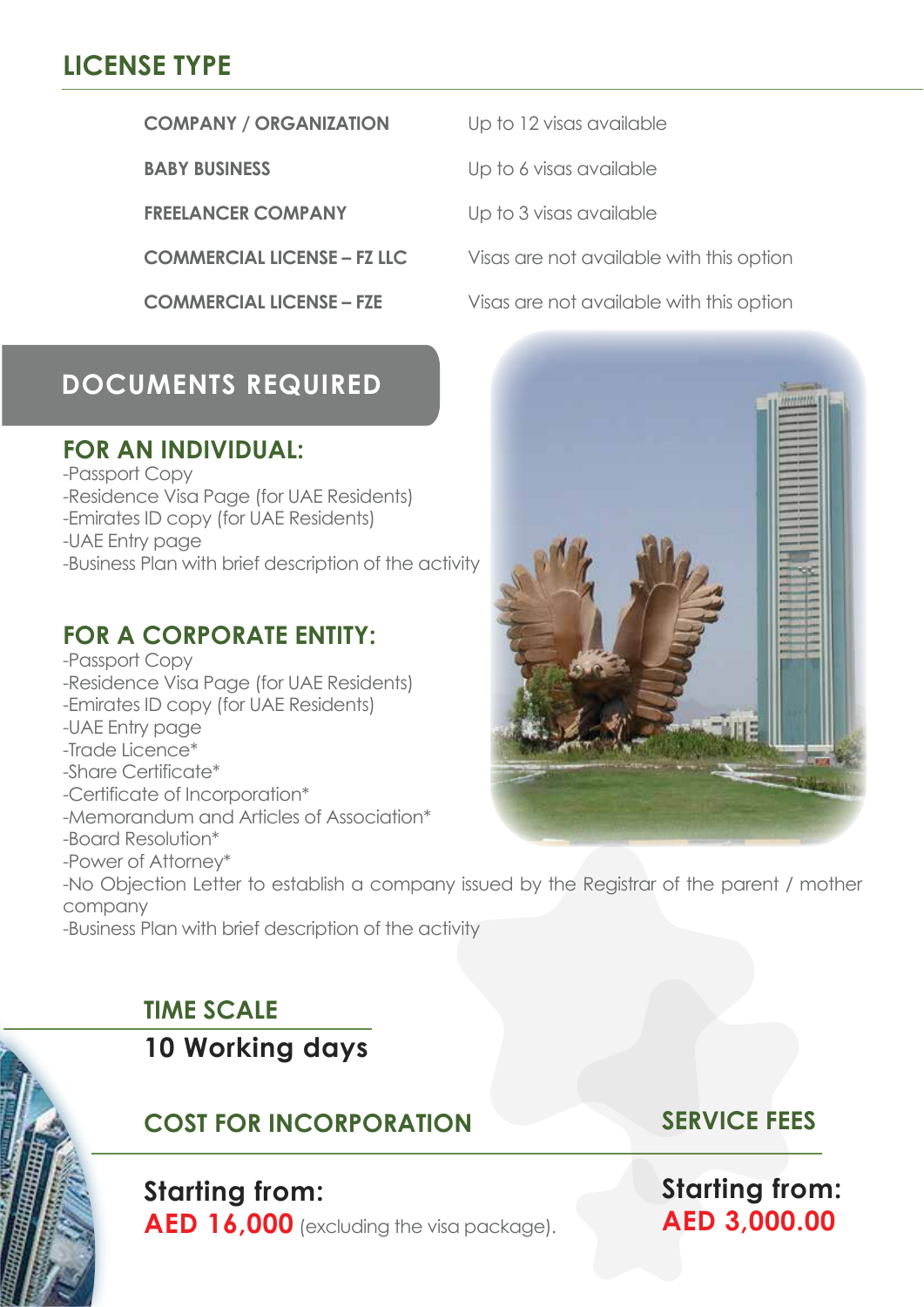## LICENSE TYPE

| | |
|---|---|
| COMPANY / ORGANIZATION | Up to 12 visas available |
| BABY BUSINESS | Up to 6 visas available |
| FREELANCER COMPANY | Up to 3 visas available |
| COMMERCIAL LICENSE – FZ LLC | Visas are not available with this option |
| COMMERCIAL LICENSE – FZE | Visas are not available with this option |

## DOCUMENTS REQUIRED

### FOR AN INDIVIDUAL:

-Passport Copy
-Residence Visa Page (for UAE Residents)
-Emirates ID copy (for UAE Residents)
-UAE Entry page
-Business Plan with brief description of the activity

### FOR A CORPORATE ENTITY:

-Passport Copy
-Residence Visa Page (for UAE Residents)
-Emirates ID copy (for UAE Residents)
-UAE Entry page
-Trade Licence*
-Share Certificate*
-Certificate of Incorporation*
-Memorandum and Articles of Association*
-Board Resolution*
-Power of Attorney*
-No Objection Letter to establish a company issued by the Registrar of the parent / mother company
-Business Plan with brief description of the activity

### TIME SCALE

**10 Working days**

### COST FOR INCORPORATION

**Starting from:**
**AED 16,000** (excluding the visa package).

### SERVICE FEES

**Starting from:**
**AED 3,000.00**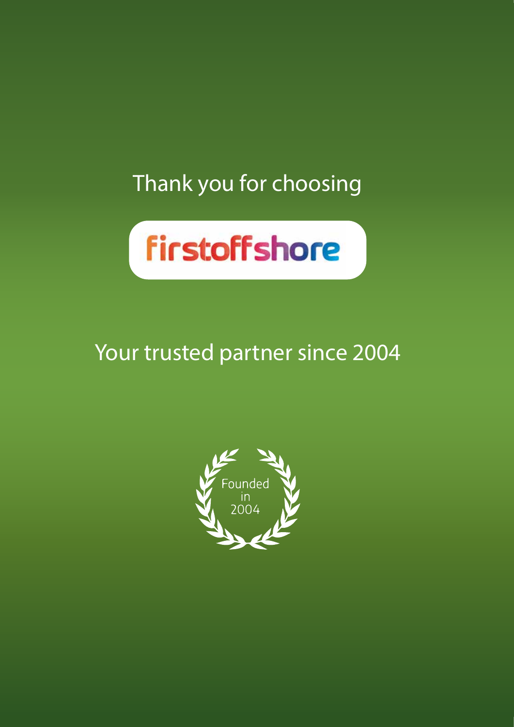Thank you for choosing

firstoffshore

Your trusted partner since 2004

Founded in 2004